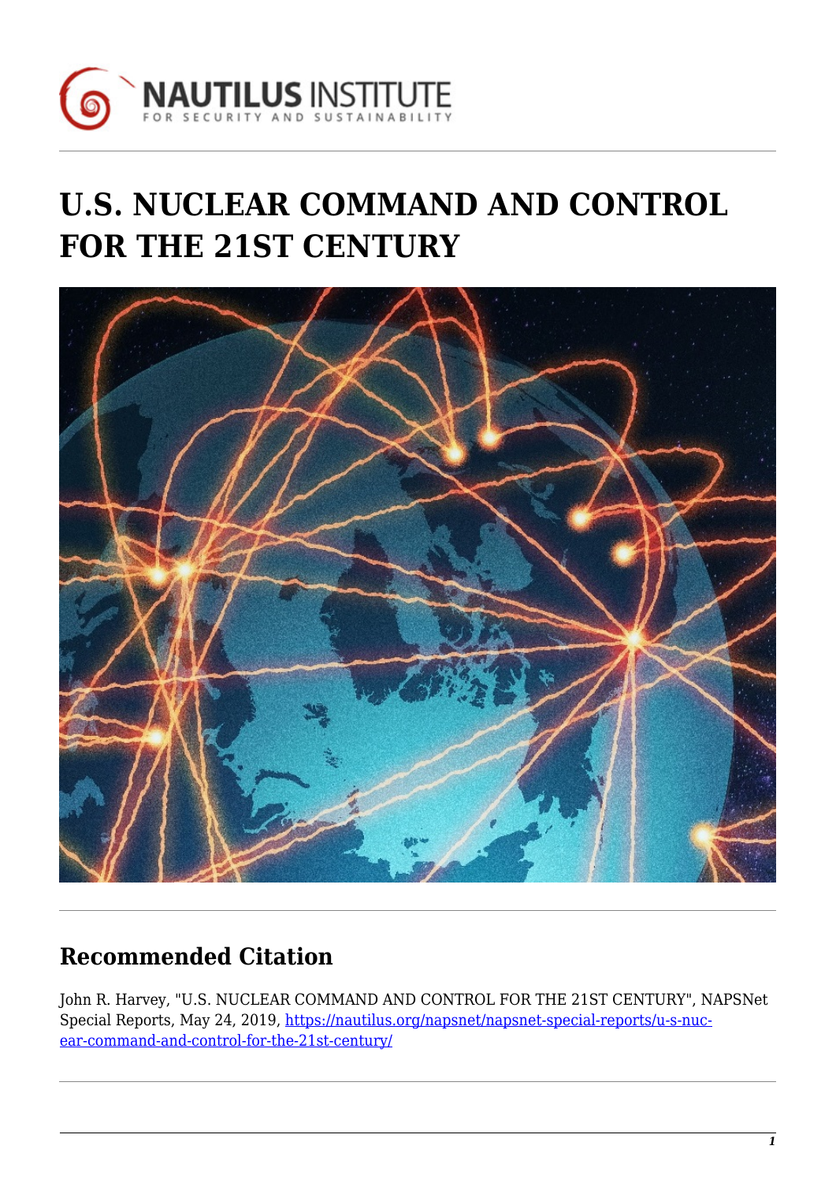NAUTILUS INSTITUTE
FOR SECURITY AND SUSTAINABILITY

# U.S. NUCLEAR COMMAND AND CONTROL FOR THE 21ST CENTURY

## Recommended Citation

John R. Harvey, "U.S. NUCLEAR COMMAND AND CONTROL FOR THE 21ST CENTURY", NAPSNet Special Reports, May 24, 2019, https://nautilus.org/napsnet/napsnet-special-reports/u-s-nuclear-command-and-control-for-the-21st-century/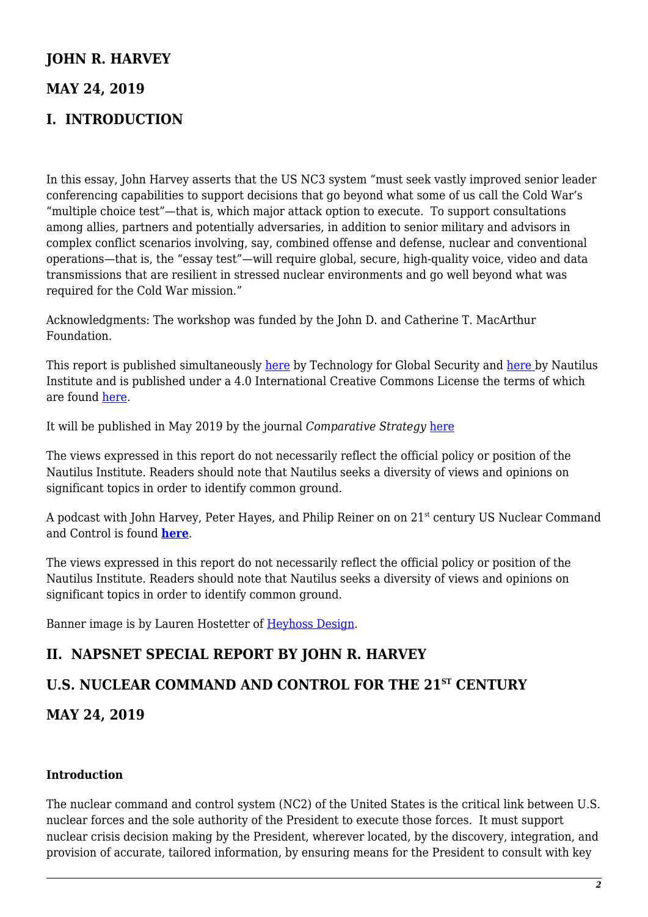## JOHN R. HARVEY

## MAY 24, 2019

## I. INTRODUCTION

In this essay, John Harvey asserts that the US NC3 system "must seek vastly improved senior leader conferencing capabilities to support decisions that go beyond what some of us call the Cold War's "multiple choice test"—that is, which major attack option to execute. To support consultations among allies, partners and potentially adversaries, in addition to senior military and advisors in complex conflict scenarios involving, say, combined offense and defense, nuclear and conventional operations—that is, the "essay test"—will require global, secure, high-quality voice, video and data transmissions that are resilient in stressed nuclear environments and go well beyond what was required for the Cold War mission."

Acknowledgments: The workshop was funded by the John D. and Catherine T. MacArthur Foundation.

This report is published simultaneously here by Technology for Global Security and here by Nautilus Institute and is published under a 4.0 International Creative Commons License the terms of which are found here.

It will be published in May 2019 by the journal *Comparative Strategy* here

The views expressed in this report do not necessarily reflect the official policy or position of the Nautilus Institute. Readers should note that Nautilus seeks a diversity of views and opinions on significant topics in order to identify common ground.

A podcast with John Harvey, Peter Hayes, and Philip Reiner on on 21st century US Nuclear Command and Control is found **here**.

The views expressed in this report do not necessarily reflect the official policy or position of the Nautilus Institute. Readers should note that Nautilus seeks a diversity of views and opinions on significant topics in order to identify common ground.

Banner image is by Lauren Hostetter of Heyhoss Design.

## II. NAPSNET SPECIAL REPORT BY JOHN R. HARVEY

## U.S. NUCLEAR COMMAND AND CONTROL FOR THE 21ST CENTURY

## MAY 24, 2019

#### Introduction

The nuclear command and control system (NC2) of the United States is the critical link between U.S. nuclear forces and the sole authority of the President to execute those forces. It must support nuclear crisis decision making by the President, wherever located, by the discovery, integration, and provision of accurate, tailored information, by ensuring means for the President to consult with key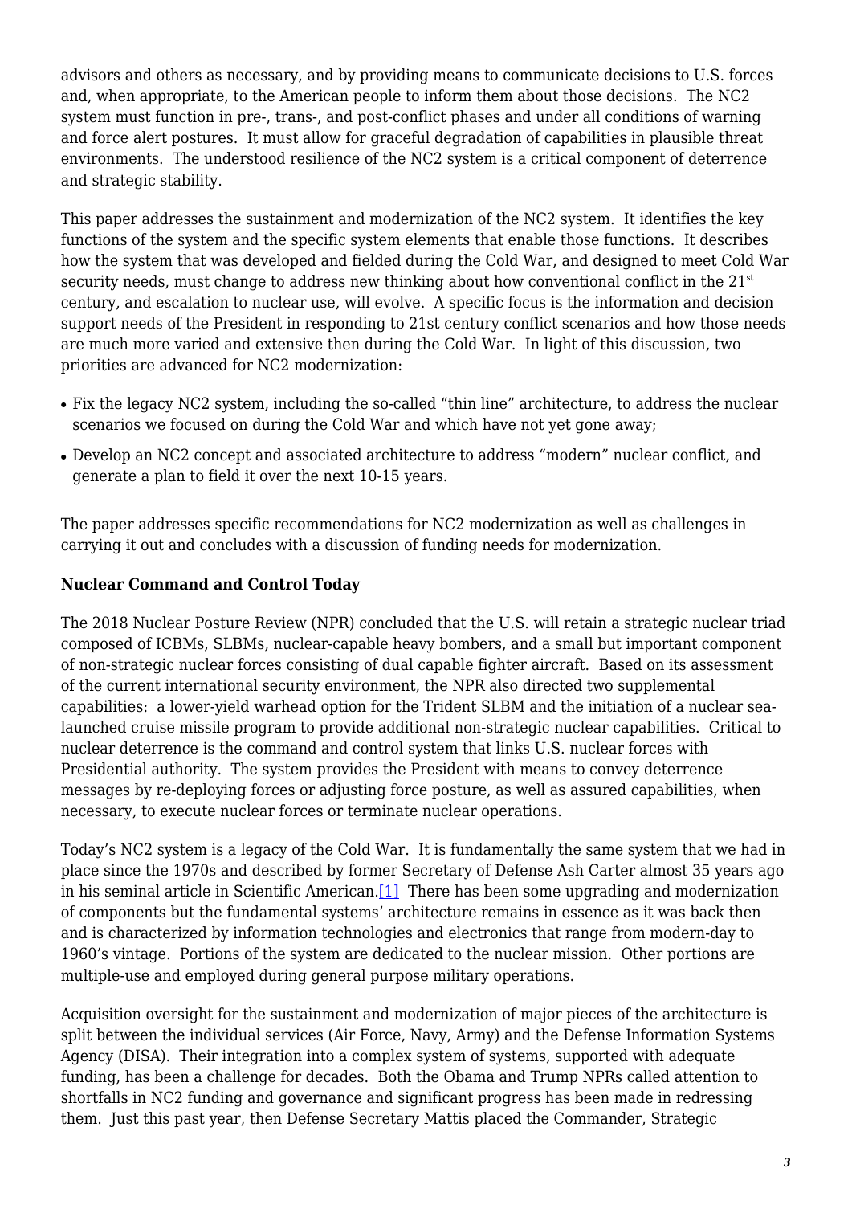advisors and others as necessary, and by providing means to communicate decisions to U.S. forces and, when appropriate, to the American people to inform them about those decisions. The NC2 system must function in pre-, trans-, and post-conflict phases and under all conditions of warning and force alert postures. It must allow for graceful degradation of capabilities in plausible threat environments. The understood resilience of the NC2 system is a critical component of deterrence and strategic stability.

This paper addresses the sustainment and modernization of the NC2 system. It identifies the key functions of the system and the specific system elements that enable those functions. It describes how the system that was developed and fielded during the Cold War, and designed to meet Cold War security needs, must change to address new thinking about how conventional conflict in the 21st century, and escalation to nuclear use, will evolve. A specific focus is the information and decision support needs of the President in responding to 21st century conflict scenarios and how those needs are much more varied and extensive then during the Cold War. In light of this discussion, two priorities are advanced for NC2 modernization:

- Fix the legacy NC2 system, including the so-called "thin line" architecture, to address the nuclear scenarios we focused on during the Cold War and which have not yet gone away;
- Develop an NC2 concept and associated architecture to address "modern" nuclear conflict, and generate a plan to field it over the next 10-15 years.

The paper addresses specific recommendations for NC2 modernization as well as challenges in carrying it out and concludes with a discussion of funding needs for modernization.

**Nuclear Command and Control Today**

The 2018 Nuclear Posture Review (NPR) concluded that the U.S. will retain a strategic nuclear triad composed of ICBMs, SLBMs, nuclear-capable heavy bombers, and a small but important component of non-strategic nuclear forces consisting of dual capable fighter aircraft. Based on its assessment of the current international security environment, the NPR also directed two supplemental capabilities: a lower-yield warhead option for the Trident SLBM and the initiation of a nuclear sea-launched cruise missile program to provide additional non-strategic nuclear capabilities. Critical to nuclear deterrence is the command and control system that links U.S. nuclear forces with Presidential authority. The system provides the President with means to convey deterrence messages by re-deploying forces or adjusting force posture, as well as assured capabilities, when necessary, to execute nuclear forces or terminate nuclear operations.

Today's NC2 system is a legacy of the Cold War. It is fundamentally the same system that we had in place since the 1970s and described by former Secretary of Defense Ash Carter almost 35 years ago in his seminal article in Scientific American.[1] There has been some upgrading and modernization of components but the fundamental systems' architecture remains in essence as it was back then and is characterized by information technologies and electronics that range from modern-day to 1960's vintage. Portions of the system are dedicated to the nuclear mission. Other portions are multiple-use and employed during general purpose military operations.

Acquisition oversight for the sustainment and modernization of major pieces of the architecture is split between the individual services (Air Force, Navy, Army) and the Defense Information Systems Agency (DISA). Their integration into a complex system of systems, supported with adequate funding, has been a challenge for decades. Both the Obama and Trump NPRs called attention to shortfalls in NC2 funding and governance and significant progress has been made in redressing them. Just this past year, then Defense Secretary Mattis placed the Commander, Strategic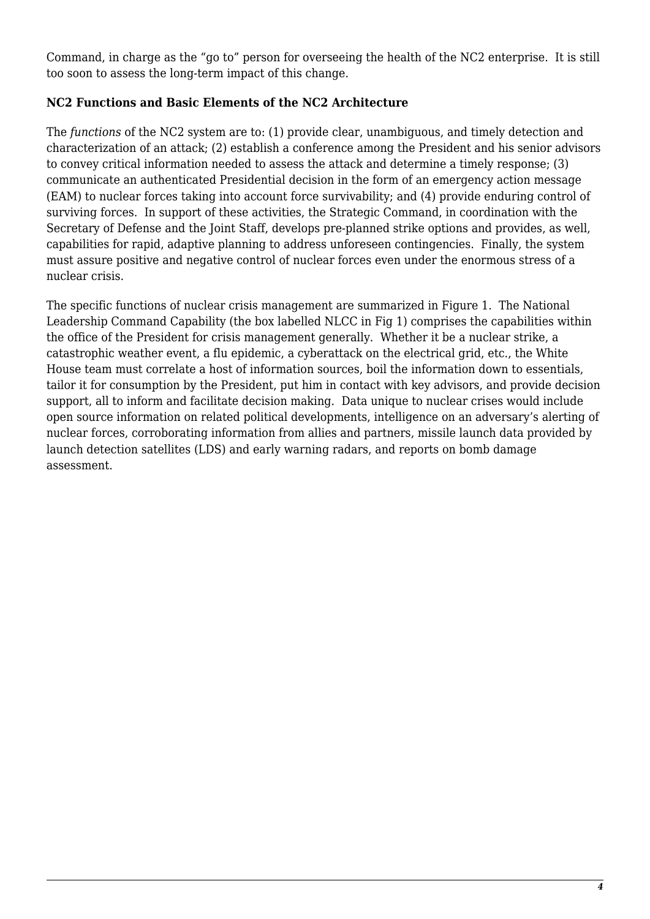Command, in charge as the "go to" person for overseeing the health of the NC2 enterprise. It is still too soon to assess the long-term impact of this change.

**NC2 Functions and Basic Elements of the NC2 Architecture**

The *functions* of the NC2 system are to: (1) provide clear, unambiguous, and timely detection and characterization of an attack; (2) establish a conference among the President and his senior advisors to convey critical information needed to assess the attack and determine a timely response; (3) communicate an authenticated Presidential decision in the form of an emergency action message (EAM) to nuclear forces taking into account force survivability; and (4) provide enduring control of surviving forces. In support of these activities, the Strategic Command, in coordination with the Secretary of Defense and the Joint Staff, develops pre-planned strike options and provides, as well, capabilities for rapid, adaptive planning to address unforeseen contingencies. Finally, the system must assure positive and negative control of nuclear forces even under the enormous stress of a nuclear crisis.

The specific functions of nuclear crisis management are summarized in Figure 1. The National Leadership Command Capability (the box labelled NLCC in Fig 1) comprises the capabilities within the office of the President for crisis management generally. Whether it be a nuclear strike, a catastrophic weather event, a flu epidemic, a cyberattack on the electrical grid, etc., the White House team must correlate a host of information sources, boil the information down to essentials, tailor it for consumption by the President, put him in contact with key advisors, and provide decision support, all to inform and facilitate decision making. Data unique to nuclear crises would include open source information on related political developments, intelligence on an adversary's alerting of nuclear forces, corroborating information from allies and partners, missile launch data provided by launch detection satellites (LDS) and early warning radars, and reports on bomb damage assessment.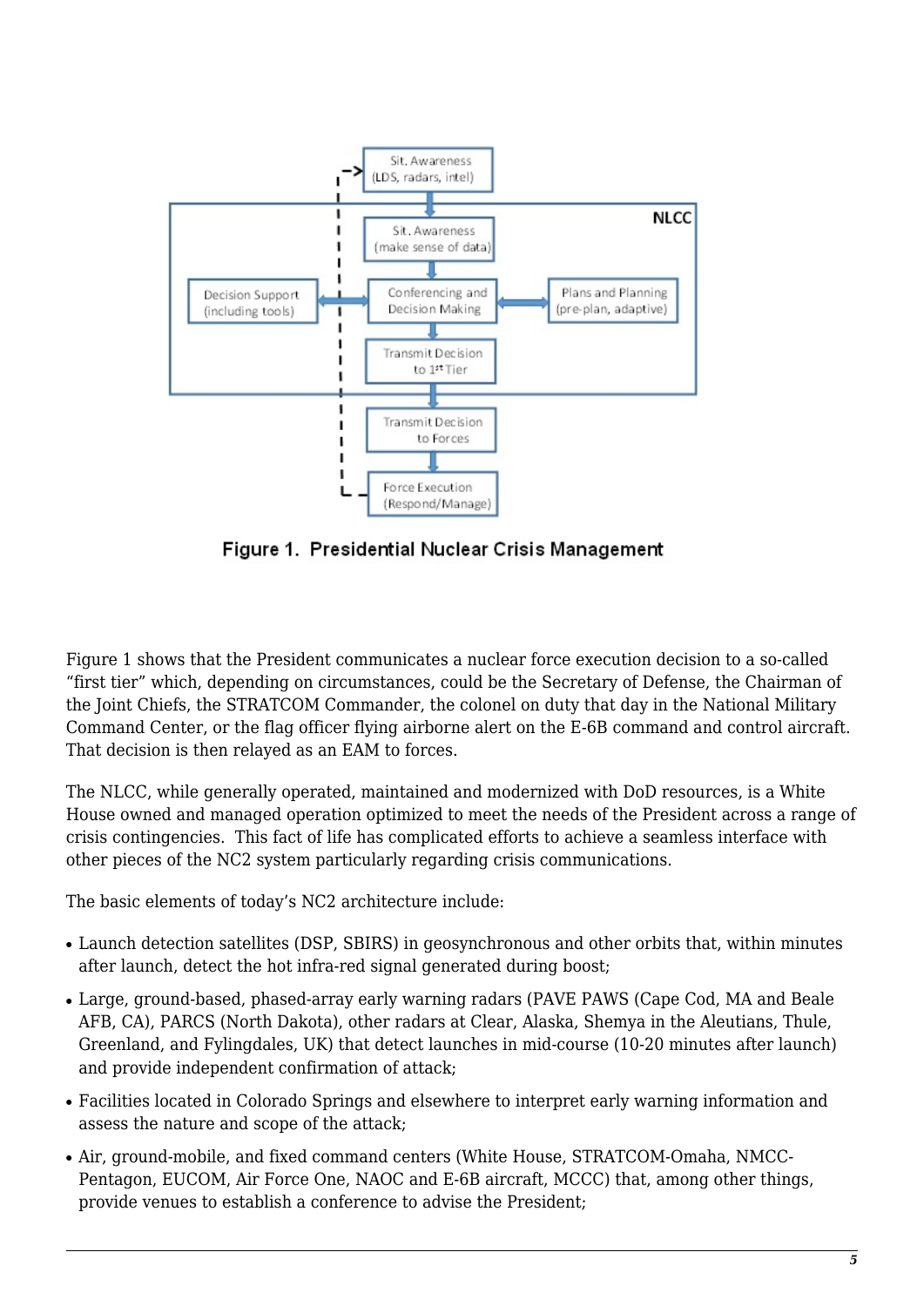**Figure 1. Presidential Nuclear Crisis Management**

Figure 1 shows that the President communicates a nuclear force execution decision to a so-called "first tier" which, depending on circumstances, could be the Secretary of Defense, the Chairman of the Joint Chiefs, the STRATCOM Commander, the colonel on duty that day in the National Military Command Center, or the flag officer flying airborne alert on the E-6B command and control aircraft. That decision is then relayed as an EAM to forces.

The NLCC, while generally operated, maintained and modernized with DoD resources, is a White House owned and managed operation optimized to meet the needs of the President across a range of crisis contingencies. This fact of life has complicated efforts to achieve a seamless interface with other pieces of the NC2 system particularly regarding crisis communications.

The basic elements of today's NC2 architecture include:

- Launch detection satellites (DSP, SBIRS) in geosynchronous and other orbits that, within minutes after launch, detect the hot infra-red signal generated during boost;
- Large, ground-based, phased-array early warning radars (PAVE PAWS (Cape Cod, MA and Beale AFB, CA), PARCS (North Dakota), other radars at Clear, Alaska, Shemya in the Aleutians, Thule, Greenland, and Fylingdales, UK) that detect launches in mid-course (10-20 minutes after launch) and provide independent confirmation of attack;
- Facilities located in Colorado Springs and elsewhere to interpret early warning information and assess the nature and scope of the attack;
- Air, ground-mobile, and fixed command centers (White House, STRATCOM-Omaha, NMCC-Pentagon, EUCOM, Air Force One, NAOC and E-6B aircraft, MCCC) that, among other things, provide venues to establish a conference to advise the President;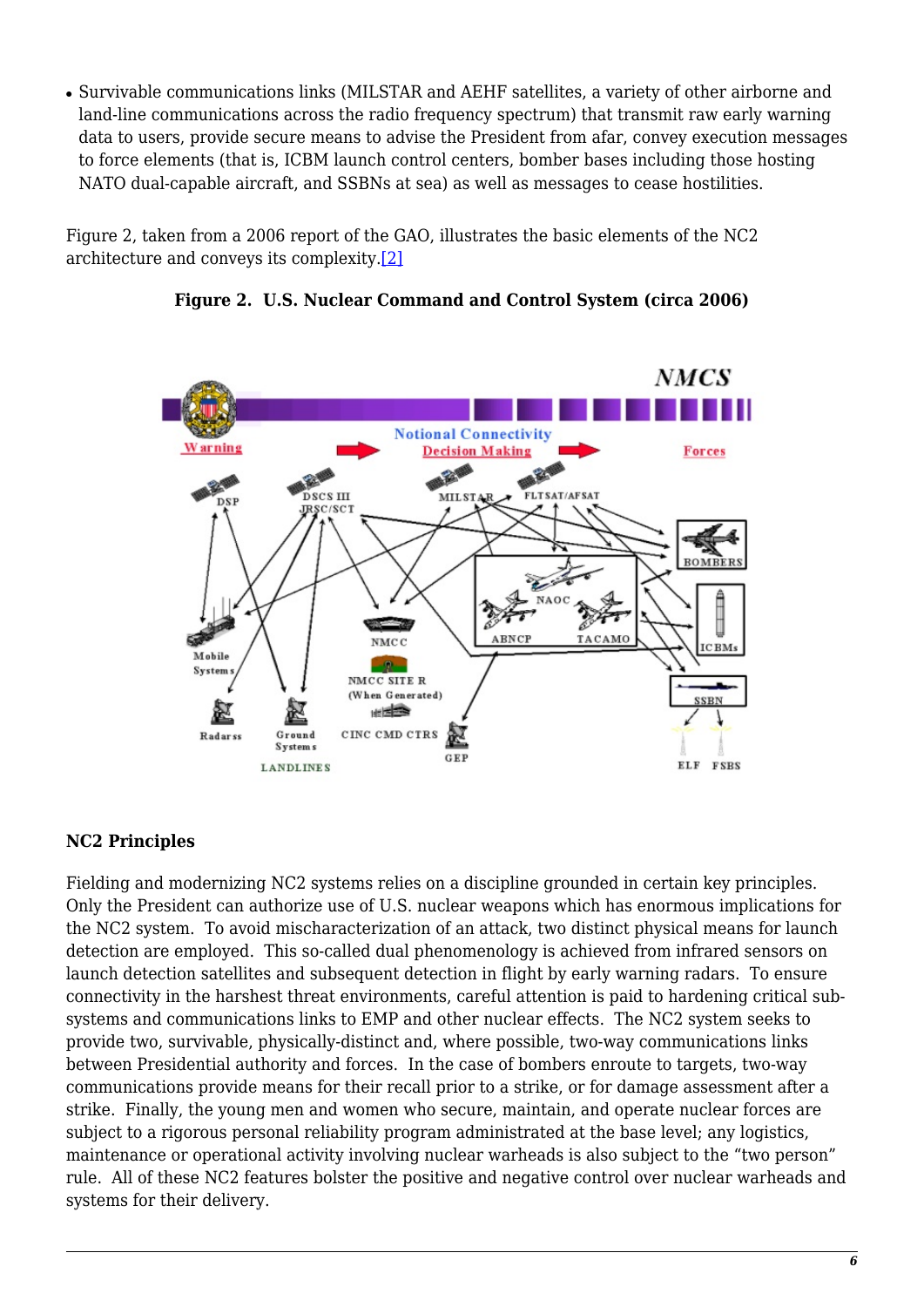- Survivable communications links (MILSTAR and AEHF satellites, a variety of other airborne and land-line communications across the radio frequency spectrum) that transmit raw early warning data to users, provide secure means to advise the President from afar, convey execution messages to force elements (that is, ICBM launch control centers, bomber bases including those hosting NATO dual-capable aircraft, and SSBNs at sea) as well as messages to cease hostilities.

Figure 2, taken from a 2006 report of the GAO, illustrates the basic elements of the NC2 architecture and conveys its complexity.[2]

**Figure 2. U.S. Nuclear Command and Control System (circa 2006)**

## NC2 Principles

Fielding and modernizing NC2 systems relies on a discipline grounded in certain key principles. Only the President can authorize use of U.S. nuclear weapons which has enormous implications for the NC2 system. To avoid mischaracterization of an attack, two distinct physical means for launch detection are employed. This so-called dual phenomenology is achieved from infrared sensors on launch detection satellites and subsequent detection in flight by early warning radars. To ensure connectivity in the harshest threat environments, careful attention is paid to hardening critical sub-systems and communications links to EMP and other nuclear effects. The NC2 system seeks to provide two, survivable, physically-distinct and, where possible, two-way communications links between Presidential authority and forces. In the case of bombers enroute to targets, two-way communications provide means for their recall prior to a strike, or for damage assessment after a strike. Finally, the young men and women who secure, maintain, and operate nuclear forces are subject to a rigorous personal reliability program administrated at the base level; any logistics, maintenance or operational activity involving nuclear warheads is also subject to the "two person" rule. All of these NC2 features bolster the positive and negative control over nuclear warheads and systems for their delivery.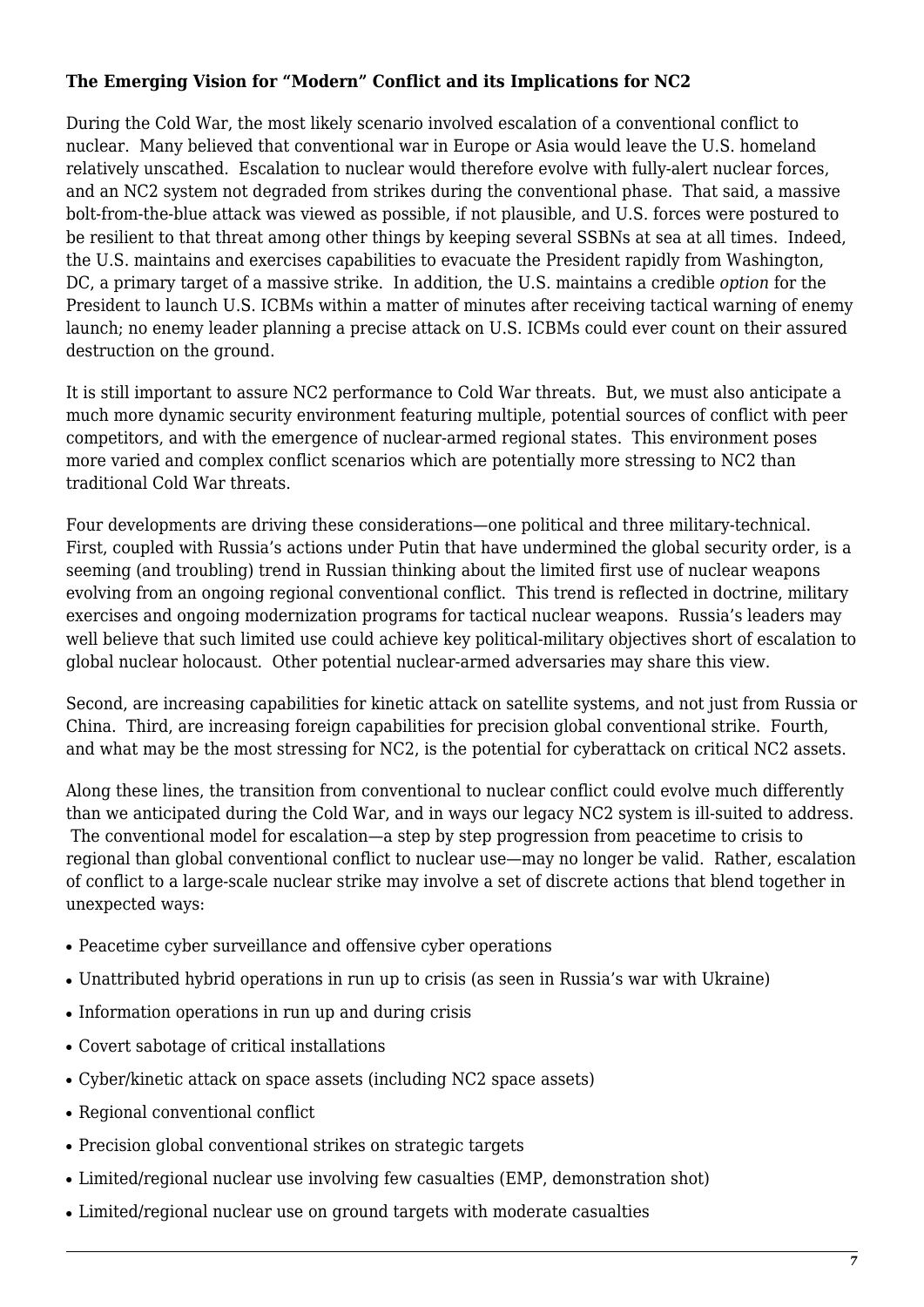**The Emerging Vision for "Modern" Conflict and its Implications for NC2**

During the Cold War, the most likely scenario involved escalation of a conventional conflict to nuclear. Many believed that conventional war in Europe or Asia would leave the U.S. homeland relatively unscathed. Escalation to nuclear would therefore evolve with fully-alert nuclear forces, and an NC2 system not degraded from strikes during the conventional phase. That said, a massive bolt-from-the-blue attack was viewed as possible, if not plausible, and U.S. forces were postured to be resilient to that threat among other things by keeping several SSBNs at sea at all times. Indeed, the U.S. maintains and exercises capabilities to evacuate the President rapidly from Washington, DC, a primary target of a massive strike. In addition, the U.S. maintains a credible *option* for the President to launch U.S. ICBMs within a matter of minutes after receiving tactical warning of enemy launch; no enemy leader planning a precise attack on U.S. ICBMs could ever count on their assured destruction on the ground.

It is still important to assure NC2 performance to Cold War threats. But, we must also anticipate a much more dynamic security environment featuring multiple, potential sources of conflict with peer competitors, and with the emergence of nuclear-armed regional states. This environment poses more varied and complex conflict scenarios which are potentially more stressing to NC2 than traditional Cold War threats.

Four developments are driving these considerations—one political and three military-technical. First, coupled with Russia's actions under Putin that have undermined the global security order, is a seeming (and troubling) trend in Russian thinking about the limited first use of nuclear weapons evolving from an ongoing regional conventional conflict. This trend is reflected in doctrine, military exercises and ongoing modernization programs for tactical nuclear weapons. Russia's leaders may well believe that such limited use could achieve key political-military objectives short of escalation to global nuclear holocaust. Other potential nuclear-armed adversaries may share this view.

Second, are increasing capabilities for kinetic attack on satellite systems, and not just from Russia or China. Third, are increasing foreign capabilities for precision global conventional strike. Fourth, and what may be the most stressing for NC2, is the potential for cyberattack on critical NC2 assets.

Along these lines, the transition from conventional to nuclear conflict could evolve much differently than we anticipated during the Cold War, and in ways our legacy NC2 system is ill-suited to address. The conventional model for escalation—a step by step progression from peacetime to crisis to regional than global conventional conflict to nuclear use—may no longer be valid. Rather, escalation of conflict to a large-scale nuclear strike may involve a set of discrete actions that blend together in unexpected ways:

- Peacetime cyber surveillance and offensive cyber operations
- Unattributed hybrid operations in run up to crisis (as seen in Russia's war with Ukraine)
- Information operations in run up and during crisis
- Covert sabotage of critical installations
- Cyber/kinetic attack on space assets (including NC2 space assets)
- Regional conventional conflict
- Precision global conventional strikes on strategic targets
- Limited/regional nuclear use involving few casualties (EMP, demonstration shot)
- Limited/regional nuclear use on ground targets with moderate casualties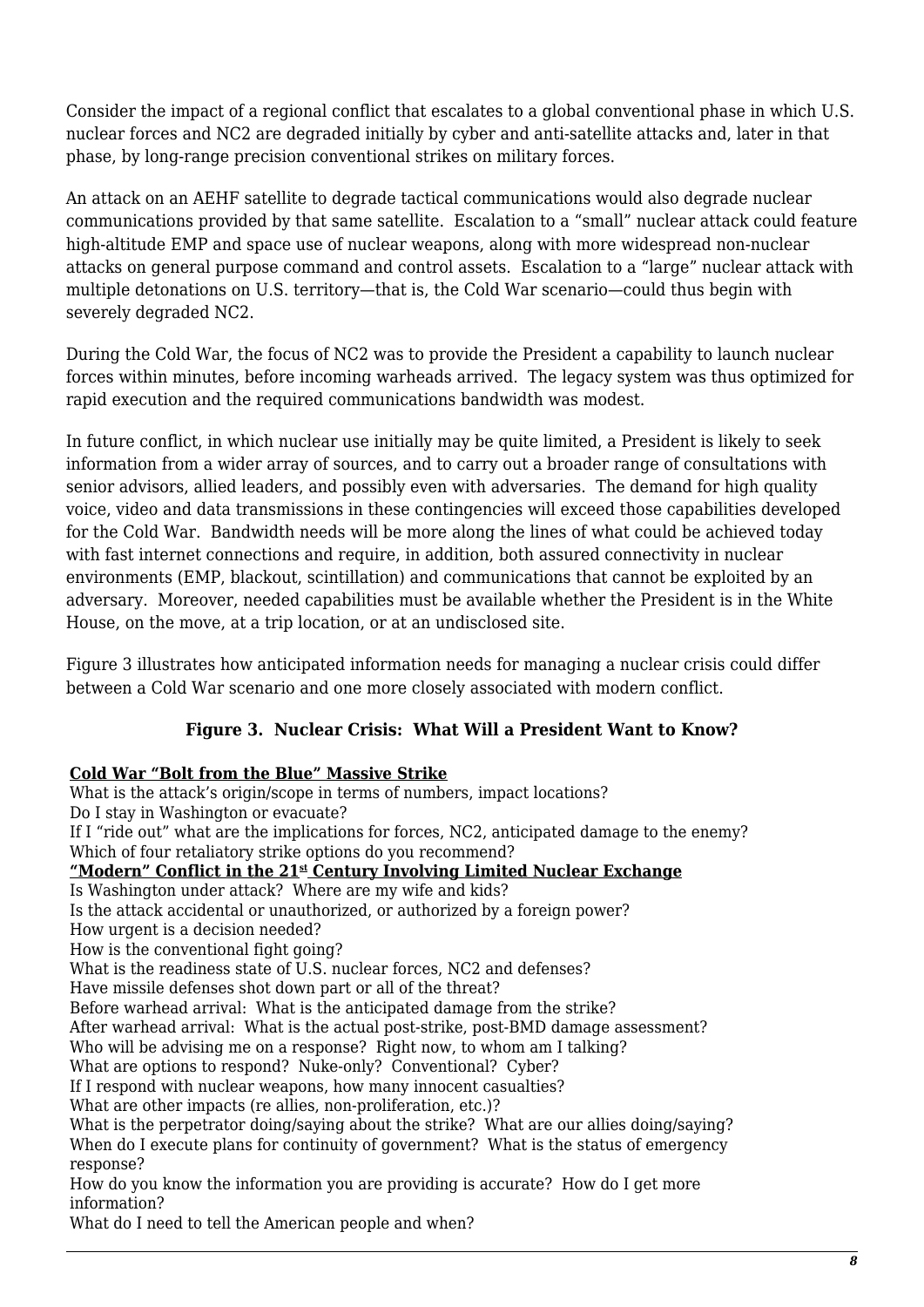Consider the impact of a regional conflict that escalates to a global conventional phase in which U.S. nuclear forces and NC2 are degraded initially by cyber and anti-satellite attacks and, later in that phase, by long-range precision conventional strikes on military forces.

An attack on an AEHF satellite to degrade tactical communications would also degrade nuclear communications provided by that same satellite. Escalation to a "small" nuclear attack could feature high-altitude EMP and space use of nuclear weapons, along with more widespread non-nuclear attacks on general purpose command and control assets. Escalation to a "large" nuclear attack with multiple detonations on U.S. territory—that is, the Cold War scenario—could thus begin with severely degraded NC2.

During the Cold War, the focus of NC2 was to provide the President a capability to launch nuclear forces within minutes, before incoming warheads arrived. The legacy system was thus optimized for rapid execution and the required communications bandwidth was modest.

In future conflict, in which nuclear use initially may be quite limited, a President is likely to seek information from a wider array of sources, and to carry out a broader range of consultations with senior advisors, allied leaders, and possibly even with adversaries. The demand for high quality voice, video and data transmissions in these contingencies will exceed those capabilities developed for the Cold War. Bandwidth needs will be more along the lines of what could be achieved today with fast internet connections and require, in addition, both assured connectivity in nuclear environments (EMP, blackout, scintillation) and communications that cannot be exploited by an adversary. Moreover, needed capabilities must be available whether the President is in the White House, on the move, at a trip location, or at an undisclosed site.

Figure 3 illustrates how anticipated information needs for managing a nuclear crisis could differ between a Cold War scenario and one more closely associated with modern conflict.

**Figure 3. Nuclear Crisis: What Will a President Want to Know?**

**Cold War "Bolt from the Blue" Massive Strike**

What is the attack's origin/scope in terms of numbers, impact locations?
Do I stay in Washington or evacuate?
If I "ride out" what are the implications for forces, NC2, anticipated damage to the enemy?
Which of four retaliatory strike options do you recommend?

**"Modern" Conflict in the 21st Century Involving Limited Nuclear Exchange**

Is Washington under attack? Where are my wife and kids?
Is the attack accidental or unauthorized, or authorized by a foreign power?
How urgent is a decision needed?
How is the conventional fight going?
What is the readiness state of U.S. nuclear forces, NC2 and defenses?
Have missile defenses shot down part or all of the threat?
Before warhead arrival: What is the anticipated damage from the strike?
After warhead arrival: What is the actual post-strike, post-BMD damage assessment?
Who will be advising me on a response? Right now, to whom am I talking?
What are options to respond? Nuke-only? Conventional? Cyber?
If I respond with nuclear weapons, how many innocent casualties?
What are other impacts (re allies, non-proliferation, etc.)?
What is the perpetrator doing/saying about the strike? What are our allies doing/saying?
When do I execute plans for continuity of government? What is the status of emergency response?
How do you know the information you are providing is accurate? How do I get more information?
What do I need to tell the American people and when?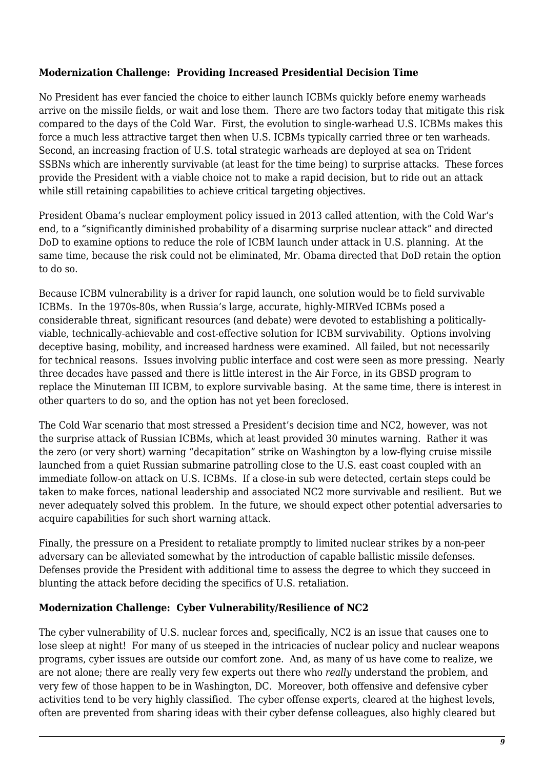**Modernization Challenge: Providing Increased Presidential Decision Time**

No President has ever fancied the choice to either launch ICBMs quickly before enemy warheads arrive on the missile fields, or wait and lose them. There are two factors today that mitigate this risk compared to the days of the Cold War. First, the evolution to single-warhead U.S. ICBMs makes this force a much less attractive target then when U.S. ICBMs typically carried three or ten warheads. Second, an increasing fraction of U.S. total strategic warheads are deployed at sea on Trident SSBNs which are inherently survivable (at least for the time being) to surprise attacks. These forces provide the President with a viable choice not to make a rapid decision, but to ride out an attack while still retaining capabilities to achieve critical targeting objectives.

President Obama's nuclear employment policy issued in 2013 called attention, with the Cold War's end, to a "significantly diminished probability of a disarming surprise nuclear attack" and directed DoD to examine options to reduce the role of ICBM launch under attack in U.S. planning. At the same time, because the risk could not be eliminated, Mr. Obama directed that DoD retain the option to do so.

Because ICBM vulnerability is a driver for rapid launch, one solution would be to field survivable ICBMs. In the 1970s-80s, when Russia's large, accurate, highly-MIRVed ICBMs posed a considerable threat, significant resources (and debate) were devoted to establishing a politically-viable, technically-achievable and cost-effective solution for ICBM survivability. Options involving deceptive basing, mobility, and increased hardness were examined. All failed, but not necessarily for technical reasons. Issues involving public interface and cost were seen as more pressing. Nearly three decades have passed and there is little interest in the Air Force, in its GBSD program to replace the Minuteman III ICBM, to explore survivable basing. At the same time, there is interest in other quarters to do so, and the option has not yet been foreclosed.

The Cold War scenario that most stressed a President's decision time and NC2, however, was not the surprise attack of Russian ICBMs, which at least provided 30 minutes warning. Rather it was the zero (or very short) warning "decapitation" strike on Washington by a low-flying cruise missile launched from a quiet Russian submarine patrolling close to the U.S. east coast coupled with an immediate follow-on attack on U.S. ICBMs. If a close-in sub were detected, certain steps could be taken to make forces, national leadership and associated NC2 more survivable and resilient. But we never adequately solved this problem. In the future, we should expect other potential adversaries to acquire capabilities for such short warning attack.

Finally, the pressure on a President to retaliate promptly to limited nuclear strikes by a non-peer adversary can be alleviated somewhat by the introduction of capable ballistic missile defenses. Defenses provide the President with additional time to assess the degree to which they succeed in blunting the attack before deciding the specifics of U.S. retaliation.

**Modernization Challenge: Cyber Vulnerability/Resilience of NC2**

The cyber vulnerability of U.S. nuclear forces and, specifically, NC2 is an issue that causes one to lose sleep at night! For many of us steeped in the intricacies of nuclear policy and nuclear weapons programs, cyber issues are outside our comfort zone. And, as many of us have come to realize, we are not alone; there are really very few experts out there who *really* understand the problem, and very few of those happen to be in Washington, DC. Moreover, both offensive and defensive cyber activities tend to be very highly classified. The cyber offense experts, cleared at the highest levels, often are prevented from sharing ideas with their cyber defense colleagues, also highly cleared but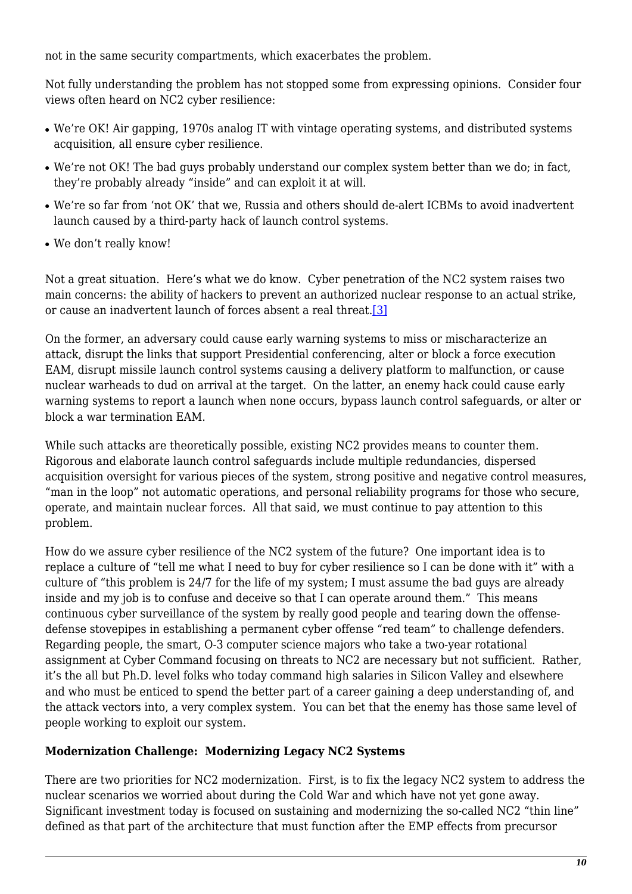not in the same security compartments, which exacerbates the problem.

Not fully understanding the problem has not stopped some from expressing opinions. Consider four views often heard on NC2 cyber resilience:

- We're OK! Air gapping, 1970s analog IT with vintage operating systems, and distributed systems acquisition, all ensure cyber resilience.
- We're not OK! The bad guys probably understand our complex system better than we do; in fact, they're probably already "inside" and can exploit it at will.
- We're so far from 'not OK' that we, Russia and others should de-alert ICBMs to avoid inadvertent launch caused by a third-party hack of launch control systems.
- We don't really know!

Not a great situation. Here's what we do know. Cyber penetration of the NC2 system raises two main concerns: the ability of hackers to prevent an authorized nuclear response to an actual strike, or cause an inadvertent launch of forces absent a real threat.[3]

On the former, an adversary could cause early warning systems to miss or mischaracterize an attack, disrupt the links that support Presidential conferencing, alter or block a force execution EAM, disrupt missile launch control systems causing a delivery platform to malfunction, or cause nuclear warheads to dud on arrival at the target. On the latter, an enemy hack could cause early warning systems to report a launch when none occurs, bypass launch control safeguards, or alter or block a war termination EAM.

While such attacks are theoretically possible, existing NC2 provides means to counter them. Rigorous and elaborate launch control safeguards include multiple redundancies, dispersed acquisition oversight for various pieces of the system, strong positive and negative control measures, "man in the loop" not automatic operations, and personal reliability programs for those who secure, operate, and maintain nuclear forces. All that said, we must continue to pay attention to this problem.

How do we assure cyber resilience of the NC2 system of the future? One important idea is to replace a culture of "tell me what I need to buy for cyber resilience so I can be done with it" with a culture of "this problem is 24/7 for the life of my system; I must assume the bad guys are already inside and my job is to confuse and deceive so that I can operate around them." This means continuous cyber surveillance of the system by really good people and tearing down the offense-defense stovepipes in establishing a permanent cyber offense "red team" to challenge defenders. Regarding people, the smart, O-3 computer science majors who take a two-year rotational assignment at Cyber Command focusing on threats to NC2 are necessary but not sufficient. Rather, it's the all but Ph.D. level folks who today command high salaries in Silicon Valley and elsewhere and who must be enticed to spend the better part of a career gaining a deep understanding of, and the attack vectors into, a very complex system. You can bet that the enemy has those same level of people working to exploit our system.

**Modernization Challenge: Modernizing Legacy NC2 Systems**

There are two priorities for NC2 modernization. First, is to fix the legacy NC2 system to address the nuclear scenarios we worried about during the Cold War and which have not yet gone away. Significant investment today is focused on sustaining and modernizing the so-called NC2 "thin line" defined as that part of the architecture that must function after the EMP effects from precursor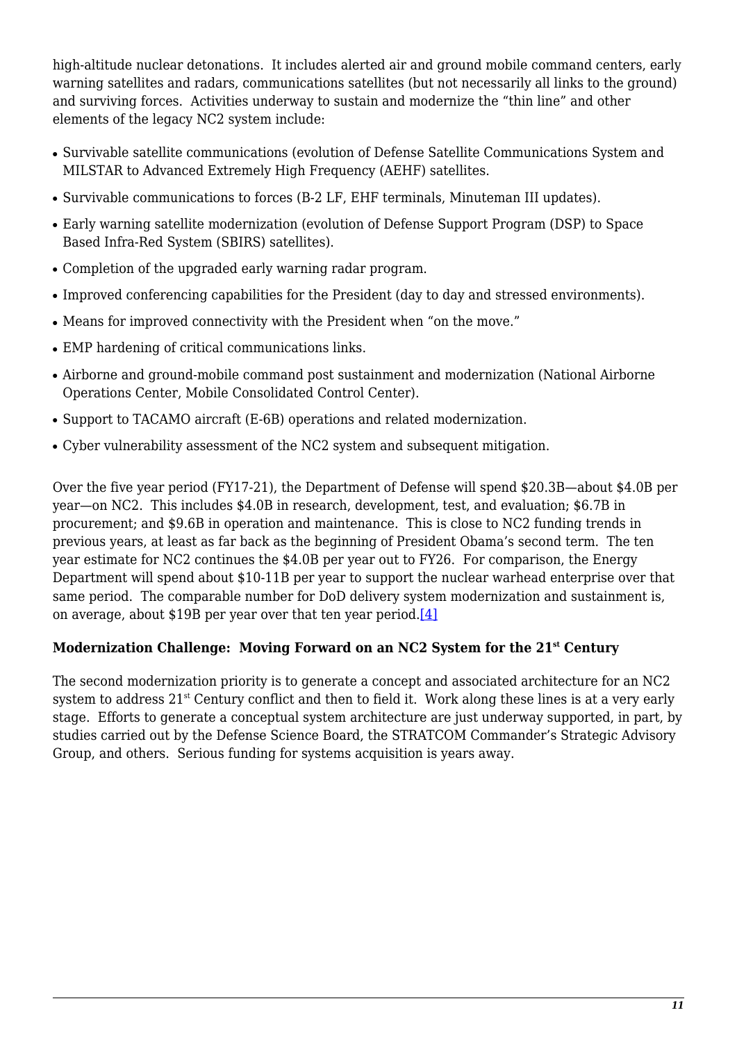high-altitude nuclear detonations. It includes alerted air and ground mobile command centers, early warning satellites and radars, communications satellites (but not necessarily all links to the ground) and surviving forces. Activities underway to sustain and modernize the "thin line" and other elements of the legacy NC2 system include:

- Survivable satellite communications (evolution of Defense Satellite Communications System and MILSTAR to Advanced Extremely High Frequency (AEHF) satellites.
- Survivable communications to forces (B-2 LF, EHF terminals, Minuteman III updates).
- Early warning satellite modernization (evolution of Defense Support Program (DSP) to Space Based Infra-Red System (SBIRS) satellites).
- Completion of the upgraded early warning radar program.
- Improved conferencing capabilities for the President (day to day and stressed environments).
- Means for improved connectivity with the President when "on the move."
- EMP hardening of critical communications links.
- Airborne and ground-mobile command post sustainment and modernization (National Airborne Operations Center, Mobile Consolidated Control Center).
- Support to TACAMO aircraft (E-6B) operations and related modernization.
- Cyber vulnerability assessment of the NC2 system and subsequent mitigation.

Over the five year period (FY17-21), the Department of Defense will spend $20.3B—about $4.0B per year—on NC2. This includes $4.0B in research, development, test, and evaluation; $6.7B in procurement; and $9.6B in operation and maintenance. This is close to NC2 funding trends in previous years, at least as far back as the beginning of President Obama's second term. The ten year estimate for NC2 continues the $4.0B per year out to FY26. For comparison, the Energy Department will spend about $10-11B per year to support the nuclear warhead enterprise over that same period. The comparable number for DoD delivery system modernization and sustainment is, on average, about $19B per year over that ten year period.[4]

**Modernization Challenge: Moving Forward on an NC2 System for the 21st Century**

The second modernization priority is to generate a concept and associated architecture for an NC2 system to address 21st Century conflict and then to field it. Work along these lines is at a very early stage. Efforts to generate a conceptual system architecture are just underway supported, in part, by studies carried out by the Defense Science Board, the STRATCOM Commander's Strategic Advisory Group, and others. Serious funding for systems acquisition is years away.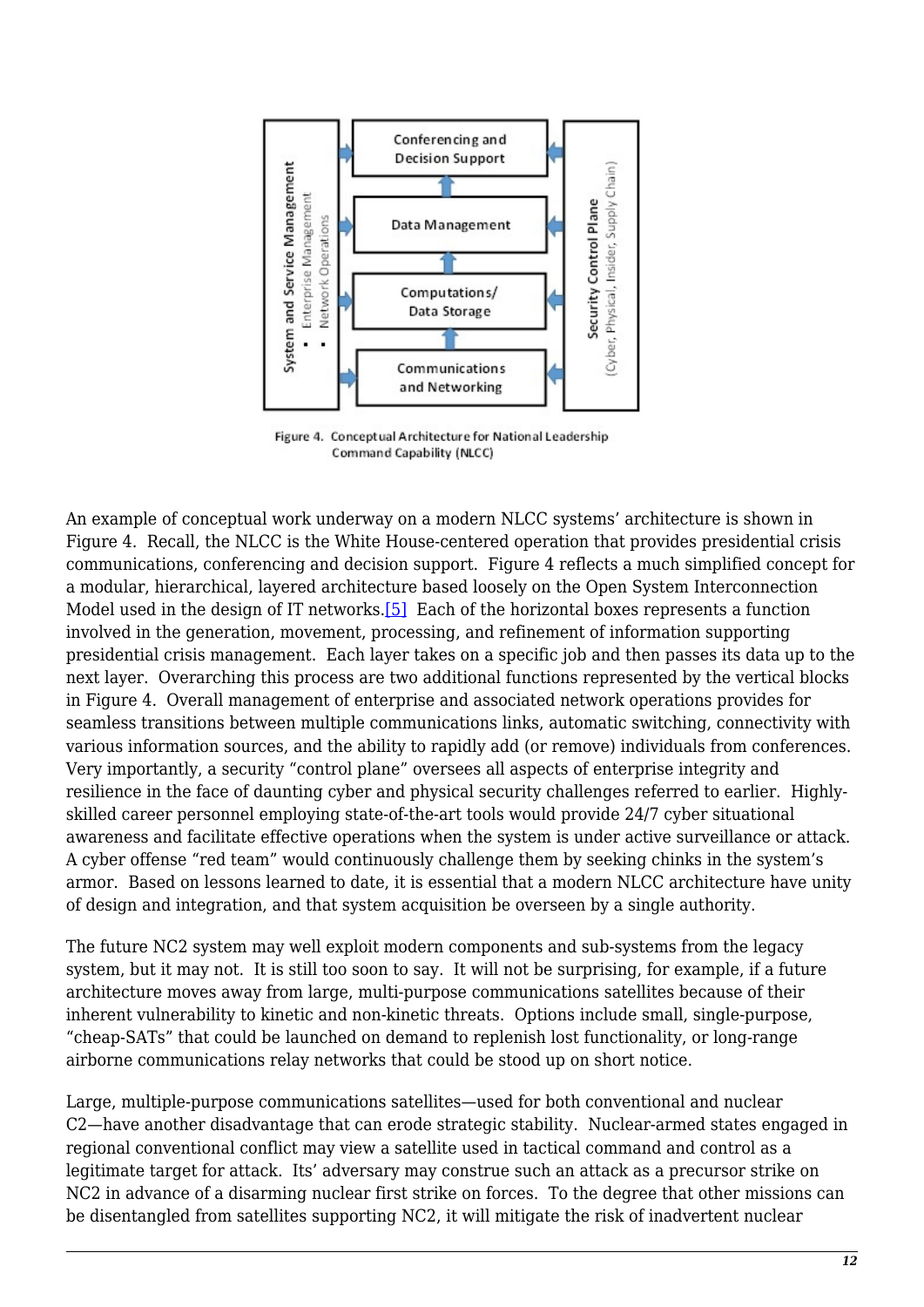Figure 4. Conceptual Architecture for National Leadership Command Capability (NLCC)

An example of conceptual work underway on a modern NLCC systems' architecture is shown in Figure 4. Recall, the NLCC is the White House-centered operation that provides presidential crisis communications, conferencing and decision support. Figure 4 reflects a much simplified concept for a modular, hierarchical, layered architecture based loosely on the Open System Interconnection Model used in the design of IT networks.[5] Each of the horizontal boxes represents a function involved in the generation, movement, processing, and refinement of information supporting presidential crisis management. Each layer takes on a specific job and then passes its data up to the next layer. Overarching this process are two additional functions represented by the vertical blocks in Figure 4. Overall management of enterprise and associated network operations provides for seamless transitions between multiple communications links, automatic switching, connectivity with various information sources, and the ability to rapidly add (or remove) individuals from conferences. Very importantly, a security "control plane" oversees all aspects of enterprise integrity and resilience in the face of daunting cyber and physical security challenges referred to earlier. Highly-skilled career personnel employing state-of-the-art tools would provide 24/7 cyber situational awareness and facilitate effective operations when the system is under active surveillance or attack. A cyber offense "red team" would continuously challenge them by seeking chinks in the system's armor. Based on lessons learned to date, it is essential that a modern NLCC architecture have unity of design and integration, and that system acquisition be overseen by a single authority.

The future NC2 system may well exploit modern components and sub-systems from the legacy system, but it may not. It is still too soon to say. It will not be surprising, for example, if a future architecture moves away from large, multi-purpose communications satellites because of their inherent vulnerability to kinetic and non-kinetic threats. Options include small, single-purpose, "cheap-SATs" that could be launched on demand to replenish lost functionality, or long-range airborne communications relay networks that could be stood up on short notice.

Large, multiple-purpose communications satellites—used for both conventional and nuclear C2—have another disadvantage that can erode strategic stability. Nuclear-armed states engaged in regional conventional conflict may view a satellite used in tactical command and control as a legitimate target for attack. Its' adversary may construe such an attack as a precursor strike on NC2 in advance of a disarming nuclear first strike on forces. To the degree that other missions can be disentangled from satellites supporting NC2, it will mitigate the risk of inadvertent nuclear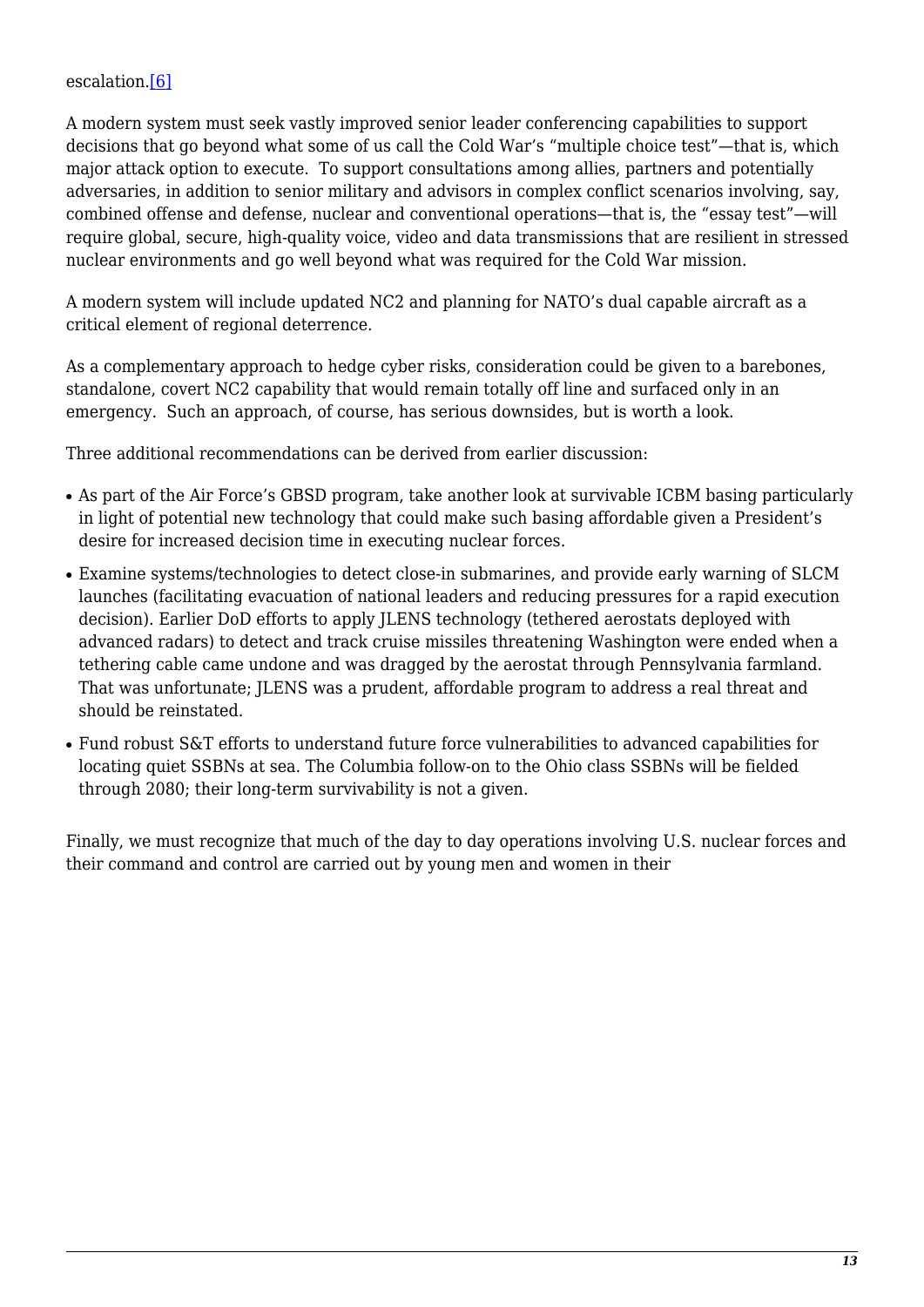escalation.[6]

A modern system must seek vastly improved senior leader conferencing capabilities to support decisions that go beyond what some of us call the Cold War's "multiple choice test"—that is, which major attack option to execute.  To support consultations among allies, partners and potentially adversaries, in addition to senior military and advisors in complex conflict scenarios involving, say, combined offense and defense, nuclear and conventional operations—that is, the "essay test"—will require global, secure, high-quality voice, video and data transmissions that are resilient in stressed nuclear environments and go well beyond what was required for the Cold War mission.

A modern system will include updated NC2 and planning for NATO's dual capable aircraft as a critical element of regional deterrence.

As a complementary approach to hedge cyber risks, consideration could be given to a barebones, standalone, covert NC2 capability that would remain totally off line and surfaced only in an emergency.  Such an approach, of course, has serious downsides, but is worth a look.

Three additional recommendations can be derived from earlier discussion:

- As part of the Air Force's GBSD program, take another look at survivable ICBM basing particularly in light of potential new technology that could make such basing affordable given a President's desire for increased decision time in executing nuclear forces.
- Examine systems/technologies to detect close-in submarines, and provide early warning of SLCM launches (facilitating evacuation of national leaders and reducing pressures for a rapid execution decision). Earlier DoD efforts to apply JLENS technology (tethered aerostats deployed with advanced radars) to detect and track cruise missiles threatening Washington were ended when a tethering cable came undone and was dragged by the aerostat through Pennsylvania farmland. That was unfortunate; JLENS was a prudent, affordable program to address a real threat and should be reinstated.
- Fund robust S&T efforts to understand future force vulnerabilities to advanced capabilities for locating quiet SSBNs at sea. The Columbia follow-on to the Ohio class SSBNs will be fielded through 2080; their long-term survivability is not a given.

Finally, we must recognize that much of the day to day operations involving U.S. nuclear forces and their command and control are carried out by young men and women in their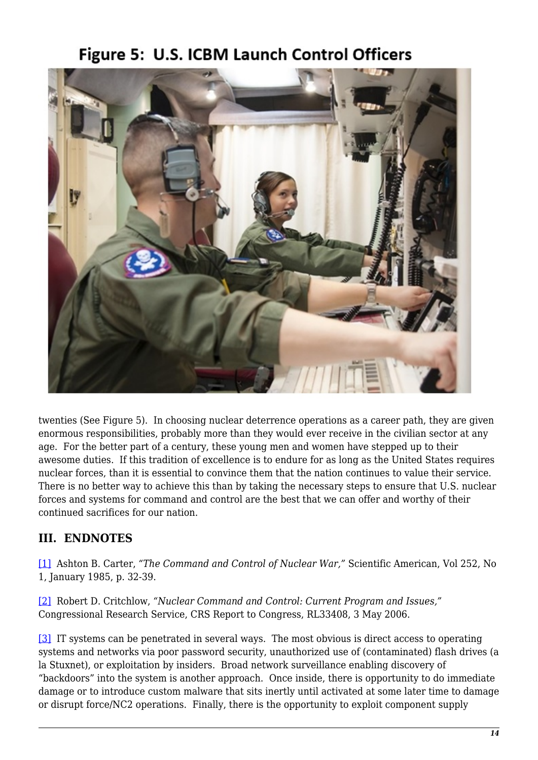Figure 5: U.S. ICBM Launch Control Officers

twenties (See Figure 5). In choosing nuclear deterrence operations as a career path, they are given enormous responsibilities, probably more than they would ever receive in the civilian sector at any age. For the better part of a century, these young men and women have stepped up to their awesome duties. If this tradition of excellence is to endure for as long as the United States requires nuclear forces, than it is essential to convince them that the nation continues to value their service. There is no better way to achieve this than by taking the necessary steps to ensure that U.S. nuclear forces and systems for command and control are the best that we can offer and worthy of their continued sacrifices for our nation.

## III. ENDNOTES

[1] Ashton B. Carter, *"The Command and Control of Nuclear War,"* Scientific American, Vol 252, No 1, January 1985, p. 32-39.

[2] Robert D. Critchlow, *"Nuclear Command and Control: Current Program and Issues,"* Congressional Research Service, CRS Report to Congress, RL33408, 3 May 2006.

[3] IT systems can be penetrated in several ways. The most obvious is direct access to operating systems and networks via poor password security, unauthorized use of (contaminated) flash drives (a la Stuxnet), or exploitation by insiders. Broad network surveillance enabling discovery of "backdoors" into the system is another approach. Once inside, there is opportunity to do immediate damage or to introduce custom malware that sits inertly until activated at some later time to damage or disrupt force/NC2 operations. Finally, there is the opportunity to exploit component supply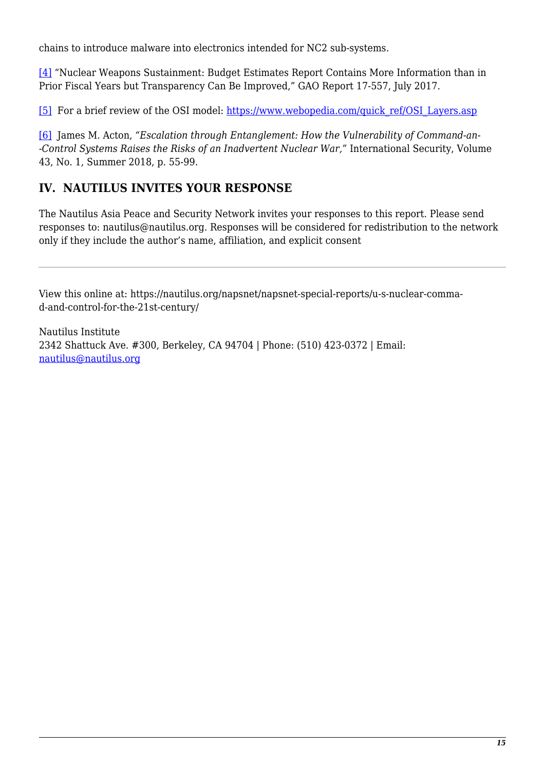chains to introduce malware into electronics intended for NC2 sub-systems.

[4] "Nuclear Weapons Sustainment: Budget Estimates Report Contains More Information than in Prior Fiscal Years but Transparency Can Be Improved," GAO Report 17-557, July 2017.

[5] For a brief review of the OSI model: https://www.webopedia.com/quick_ref/OSI_Layers.asp

[6] James M. Acton, *"Escalation through Entanglement: How the Vulnerability of Command-an--Control Systems Raises the Risks of an Inadvertent Nuclear War,"* International Security, Volume 43, No. 1, Summer 2018, p. 55-99.

## IV. NAUTILUS INVITES YOUR RESPONSE

The Nautilus Asia Peace and Security Network invites your responses to this report. Please send responses to: nautilus@nautilus.org. Responses will be considered for redistribution to the network only if they include the author's name, affiliation, and explicit consent

---

View this online at: https://nautilus.org/napsnet/napsnet-special-reports/u-s-nuclear-comma-d-and-control-for-the-21st-century/

Nautilus Institute
2342 Shattuck Ave. #300, Berkeley, CA 94704 | Phone: (510) 423-0372 | Email: nautilus@nautilus.org